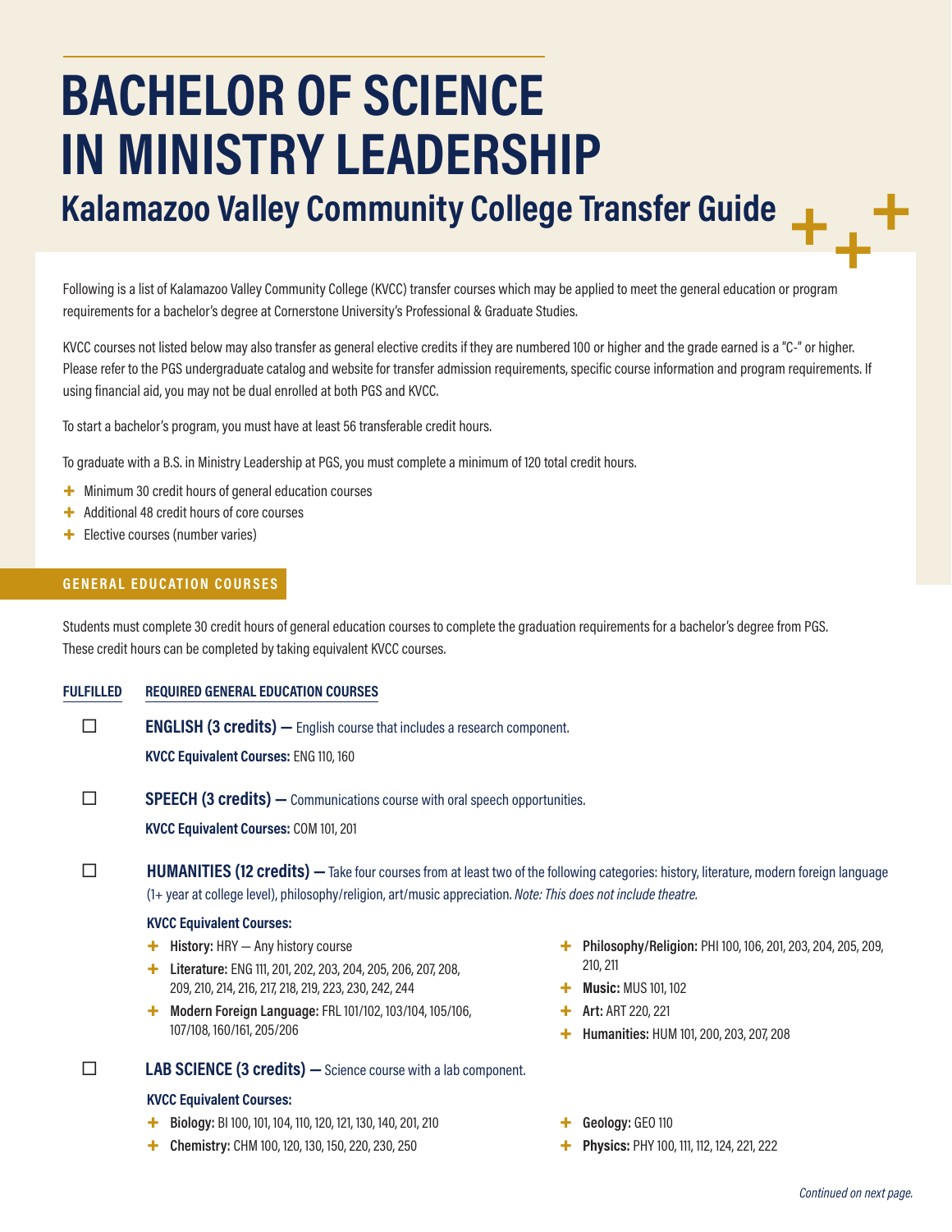# BACHELOR OF SCIENCE IN MINISTRY LEADERSHIP

## Kalamazoo Valley Community College Transfer Guide

Following is a list of Kalamazoo Valley Community College (KVCC) transfer courses which may be applied to meet the general education or program requirements for a bachelor's degree at Cornerstone University's Professional & Graduate Studies.

KVCC courses not listed below may also transfer as general elective credits if they are numbered 100 or higher and the grade earned is a "C-" or higher. Please refer to the PGS undergraduate catalog and website for transfer admission requirements, specific course information and program requirements. If using financial aid, you may not be dual enrolled at both PGS and KVCC.

To start a bachelor's program, you must have at least 56 transferable credit hours.

To graduate with a B.S. in Ministry Leadership at PGS, you must complete a minimum of 120 total credit hours.

- Minimum 30 credit hours of general education courses
- Additional 48 credit hours of core courses
- Elective courses (number varies)

### GENERAL EDUCATION COURSES

Students must complete 30 credit hours of general education courses to complete the graduation requirements for a bachelor's degree from PGS. These credit hours can be completed by taking equivalent KVCC courses.

**FULFILLED** | **REQUIRED GENERAL EDUCATION COURSES**

☐ **ENGLISH (3 credits) —** English course that includes a research component.

**KVCC Equivalent Courses:** ENG 110, 160

☐ **SPEECH (3 credits) —** Communications course with oral speech opportunities.

**KVCC Equivalent Courses:** COM 101, 201

☐ **HUMANITIES (12 credits) —** Take four courses from at least two of the following categories: history, literature, modern foreign language (1+ year at college level), philosophy/religion, art/music appreciation. *Note: This does not include theatre.*

**KVCC Equivalent Courses:**

- **History:** HRY — Any history course
- **Literature:** ENG 111, 201, 202, 203, 204, 205, 206, 207, 208, 209, 210, 214, 216, 217, 218, 219, 223, 230, 242, 244
- **Modern Foreign Language:** FRL 101/102, 103/104, 105/106, 107/108, 160/161, 205/206
- **Philosophy/Religion:** PHI 100, 106, 201, 203, 204, 205, 209, 210, 211
- **Music:** MUS 101, 102
- **Art:** ART 220, 221
- **Humanities:** HUM 101, 200, 203, 207, 208

☐ **LAB SCIENCE (3 credits) —** Science course with a lab component.

**KVCC Equivalent Courses:**

- **Biology:** BI 100, 101, 104, 110, 120, 121, 130, 140, 201, 210
- **Chemistry:** CHM 100, 120, 130, 150, 220, 230, 250
- **Geology:** GEO 110
- **Physics:** PHY 100, 111, 112, 124, 221, 222

*Continued on next page.*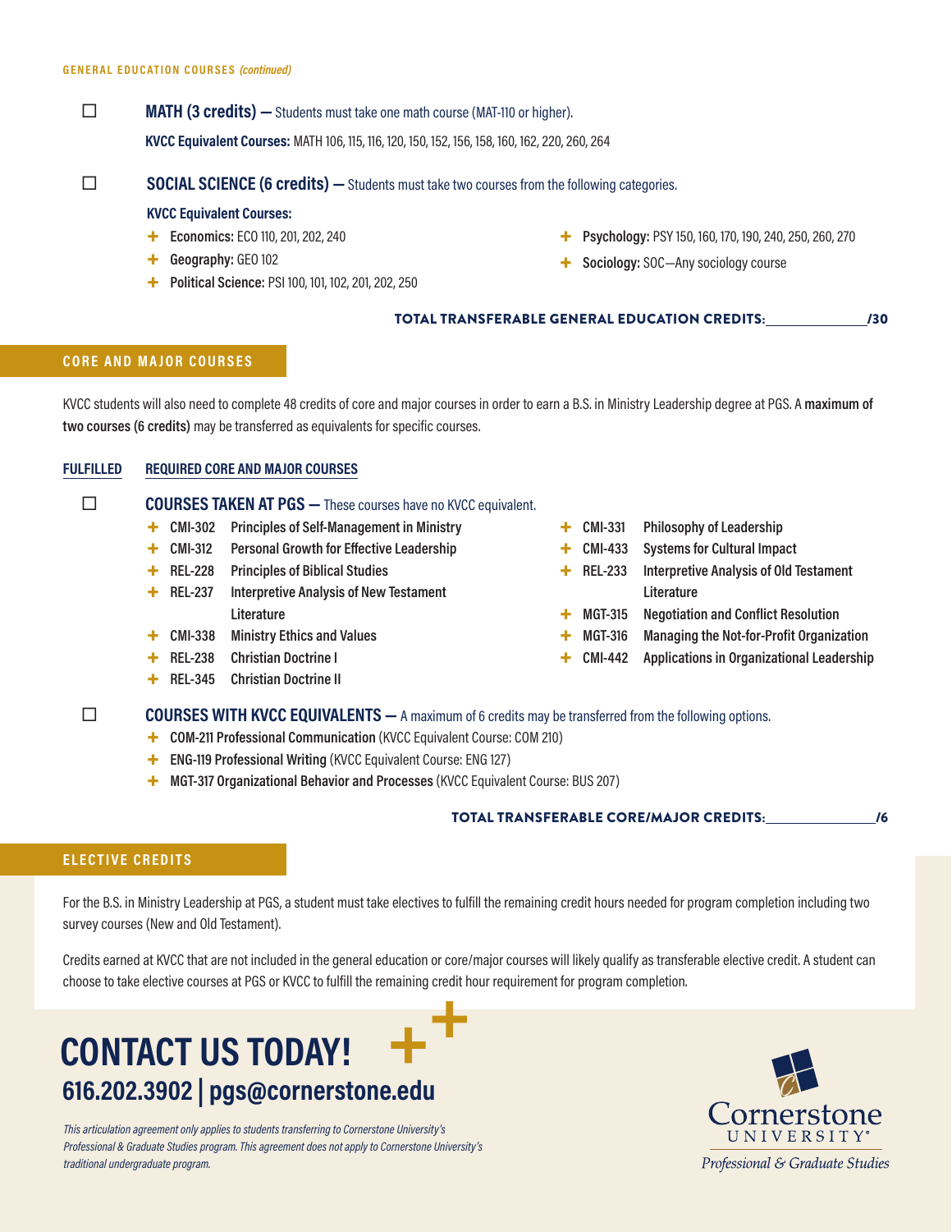**GENERAL EDUCATION COURSES *(continued)***

☐ **MATH (3 credits) —** Students must take one math course (MAT-110 or higher).

**KVCC Equivalent Courses:** MATH 106, 115, 116, 120, 150, 152, 156, 158, 160, 162, 220, 260, 264

☐ **SOCIAL SCIENCE (6 credits) —** Students must take two courses from the following categories.

**KVCC Equivalent Courses:**

- **Economics:** ECO 110, 201, 202, 240
- **Geography:** GEO 102
- **Political Science:** PSI 100, 101, 102, 201, 202, 250
- **Psychology:** PSY 150, 160, 170, 190, 240, 250, 260, 270
- **Sociology:** SOC—Any sociology course

**TOTAL TRANSFERABLE GENERAL EDUCATION CREDITS:\_\_\_\_\_\_\_\_\_\_/30**

## CORE AND MAJOR COURSES

KVCC students will also need to complete 48 credits of core and major courses in order to earn a B.S. in Ministry Leadership degree at PGS. A **maximum of two courses (6 credits)** may be transferred as equivalents for specific courses.

**FULFILLED** | **REQUIRED CORE AND MAJOR COURSES**

☐ **COURSES TAKEN AT PGS —** These courses have no KVCC equivalent.

- **CMI-302** Principles of Self-Management in Ministry
- **CMI-312** Personal Growth for Effective Leadership
- **REL-228** Principles of Biblical Studies
- **REL-237** Interpretive Analysis of New Testament Literature
- **CMI-338** Ministry Ethics and Values
- **REL-238** Christian Doctrine I
- **REL-345** Christian Doctrine II
- **CMI-331** Philosophy of Leadership
- **CMI-433** Systems for Cultural Impact
- **REL-233** Interpretive Analysis of Old Testament Literature
- **MGT-315** Negotiation and Conflict Resolution
- **MGT-316** Managing the Not-for-Profit Organization
- **CMI-442** Applications in Organizational Leadership

☐ **COURSES WITH KVCC EQUIVALENTS —** A maximum of 6 credits may be transferred from the following options.

- **COM-211 Professional Communication** (KVCC Equivalent Course: COM 210)
- **ENG-119 Professional Writing** (KVCC Equivalent Course: ENG 127)
- **MGT-317 Organizational Behavior and Processes** (KVCC Equivalent Course: BUS 207)

**TOTAL TRANSFERABLE CORE/MAJOR CREDITS:\_\_\_\_\_\_\_\_\_\_/6**

## ELECTIVE CREDITS

For the B.S. in Ministry Leadership at PGS, a student must take electives to fulfill the remaining credit hours needed for program completion including two survey courses (New and Old Testament).

Credits earned at KVCC that are not included in the general education or core/major courses will likely qualify as transferable elective credit. A student can choose to take elective courses at PGS or KVCC to fulfill the remaining credit hour requirement for program completion.

# CONTACT US TODAY!

## 616.202.3902 | pgs@cornerstone.edu

*This articulation agreement only applies to students transferring to Cornerstone University's Professional & Graduate Studies program. This agreement does not apply to Cornerstone University's traditional undergraduate program.*

Cornerstone UNIVERSITY®
*Professional & Graduate Studies*